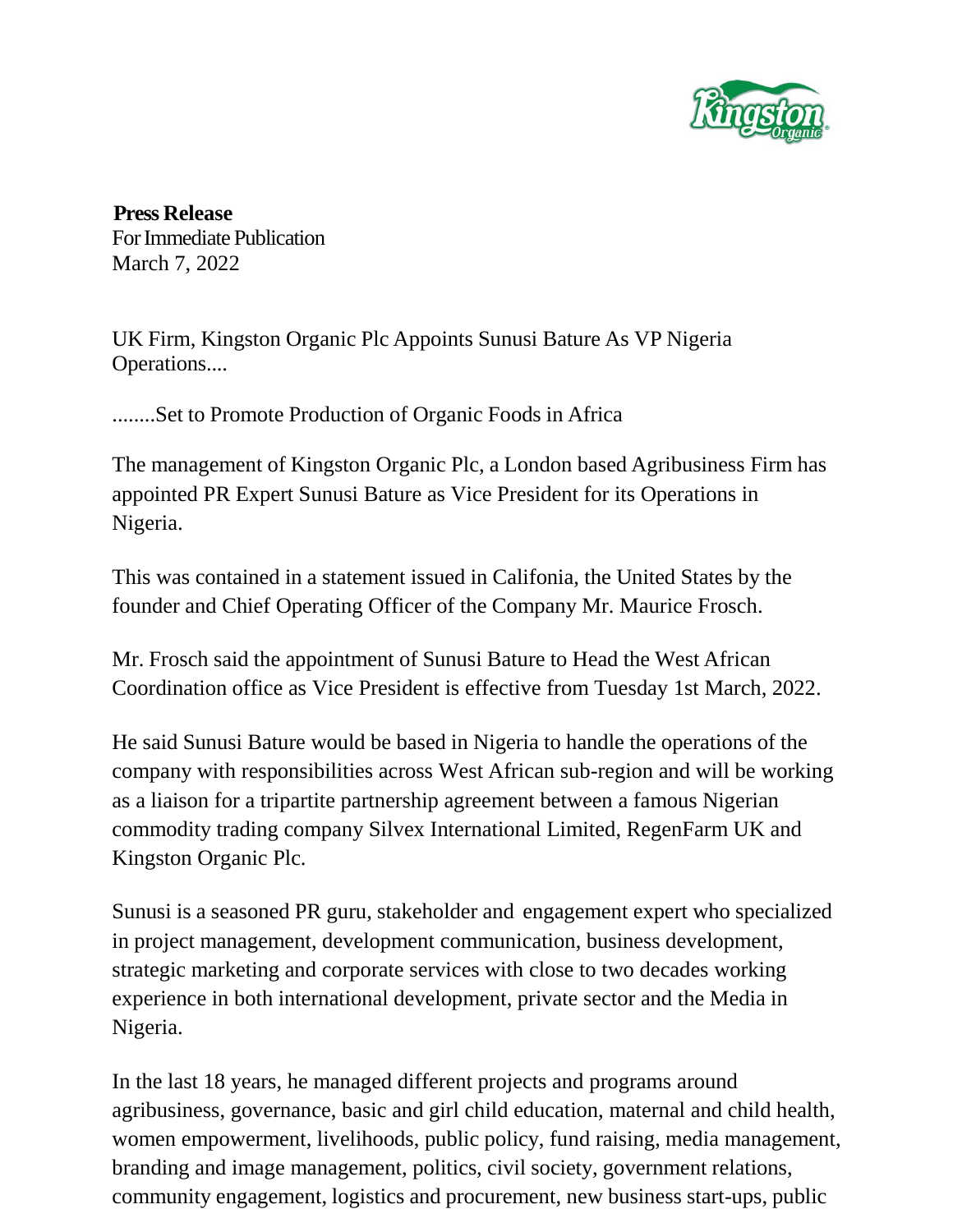**Press Release**
For Immediate Publication
March 7, 2022

UK Firm, Kingston Organic Plc Appoints Sunusi Bature As VP Nigeria Operations....

........Set to Promote Production of Organic Foods in Africa

The management of Kingston Organic Plc, a London based Agribusiness Firm has appointed PR Expert Sunusi Bature as Vice President for its Operations in Nigeria.

This was contained in a statement issued in Califonia, the United States by the founder and Chief Operating Officer of the Company Mr. Maurice Frosch.

Mr. Frosch said the appointment of Sunusi Bature to Head the West African Coordination office as Vice President is effective from Tuesday 1st March, 2022.

He said Sunusi Bature would be based in Nigeria to handle the operations of the company with responsibilities across West African sub-region and will be working as a liaison for a tripartite partnership agreement between a famous Nigerian commodity trading company Silvex International Limited, RegenFarm UK and Kingston Organic Plc.

Sunusi is a seasoned PR guru, stakeholder and engagement expert who specialized in project management, development communication, business development, strategic marketing and corporate services with close to two decades working experience in both international development, private sector and the Media in Nigeria.

In the last 18 years, he managed different projects and programs around agribusiness, governance, basic and girl child education, maternal and child health, women empowerment, livelihoods, public policy, fund raising, media management, branding and image management, politics, civil society, government relations, community engagement, logistics and procurement, new business start-ups, public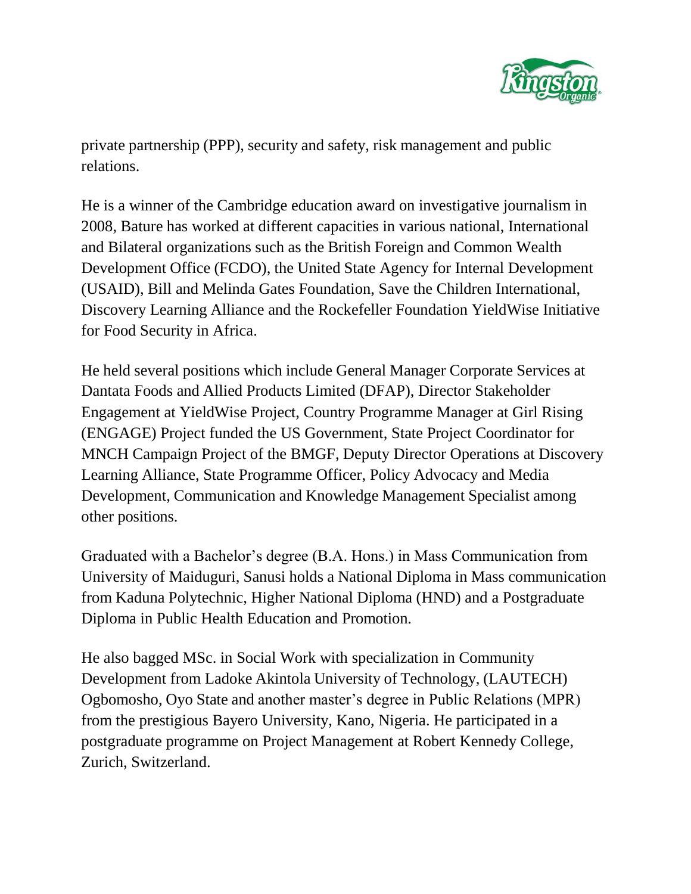private partnership (PPP), security and safety, risk management and public relations.

He is a winner of the Cambridge education award on investigative journalism in 2008, Bature has worked at different capacities in various national, International and Bilateral organizations such as the British Foreign and Common Wealth Development Office (FCDO), the United State Agency for Internal Development (USAID), Bill and Melinda Gates Foundation, Save the Children International, Discovery Learning Alliance and the Rockefeller Foundation YieldWise Initiative for Food Security in Africa.

He held several positions which include General Manager Corporate Services at Dantata Foods and Allied Products Limited (DFAP), Director Stakeholder Engagement at YieldWise Project, Country Programme Manager at Girl Rising (ENGAGE) Project funded the US Government, State Project Coordinator for MNCH Campaign Project of the BMGF, Deputy Director Operations at Discovery Learning Alliance, State Programme Officer, Policy Advocacy and Media Development, Communication and Knowledge Management Specialist among other positions.

Graduated with a Bachelor's degree (B.A. Hons.) in Mass Communication from University of Maiduguri, Sanusi holds a National Diploma in Mass communication from Kaduna Polytechnic, Higher National Diploma (HND) and a Postgraduate Diploma in Public Health Education and Promotion.

He also bagged MSc. in Social Work with specialization in Community Development from Ladoke Akintola University of Technology, (LAUTECH) Ogbomosho, Oyo State and another master's degree in Public Relations (MPR) from the prestigious Bayero University, Kano, Nigeria. He participated in a postgraduate programme on Project Management at Robert Kennedy College, Zurich, Switzerland.